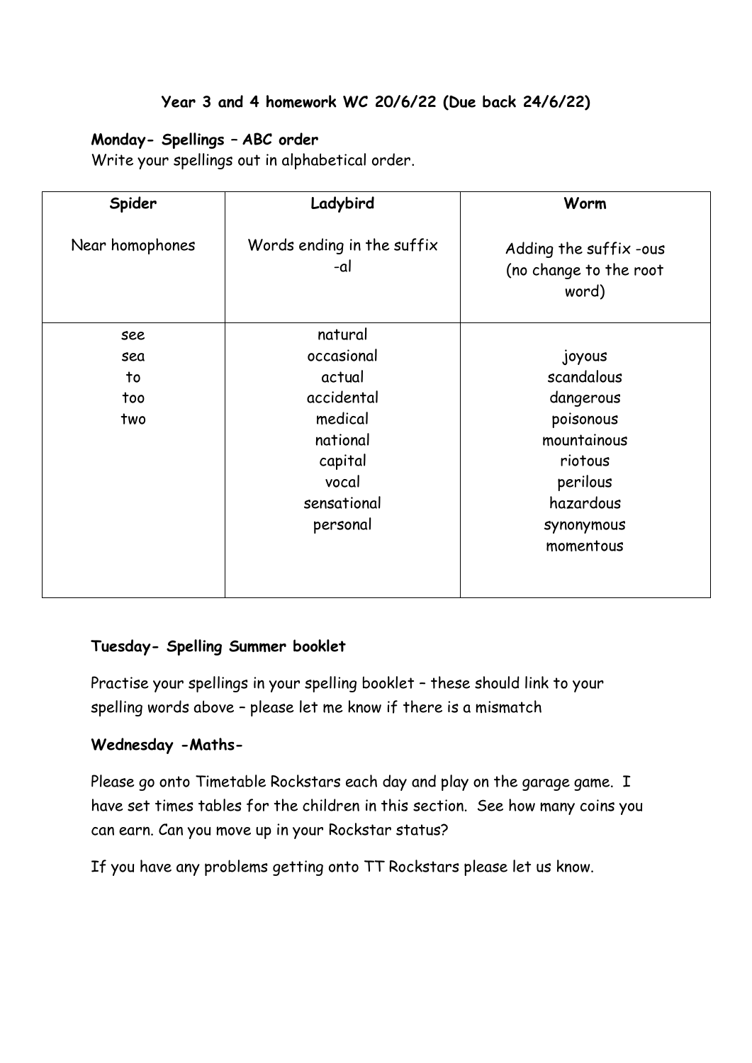**Year 3 and 4 homework WC 20/6/22 (Due back 24/6/22)**

**Monday- Spellings – ABC order**

Write your spellings out in alphabetical order.

| Spider | Ladybird | Worm |
|---|---|---|
| Near homophones | Words ending in the suffix -al | Adding the suffix -ous (no change to the root word) |
| see<br>sea<br>to<br>too<br>two | natural<br>occasional<br>actual<br>accidental<br>medical<br>national<br>capital<br>vocal<br>sensational<br>personal | joyous<br>scandalous<br>dangerous<br>poisonous<br>mountainous<br>riotous<br>perilous<br>hazardous<br>synonymous<br>momentous |

**Tuesday- Spelling Summer booklet**

Practise your spellings in your spelling booklet – these should link to your spelling words above – please let me know if there is a mismatch

**Wednesday -Maths-**

Please go onto Timetable Rockstars each day and play on the garage game. I have set times tables for the children in this section. See how many coins you can earn. Can you move up in your Rockstar status?

If you have any problems getting onto TT Rockstars please let us know.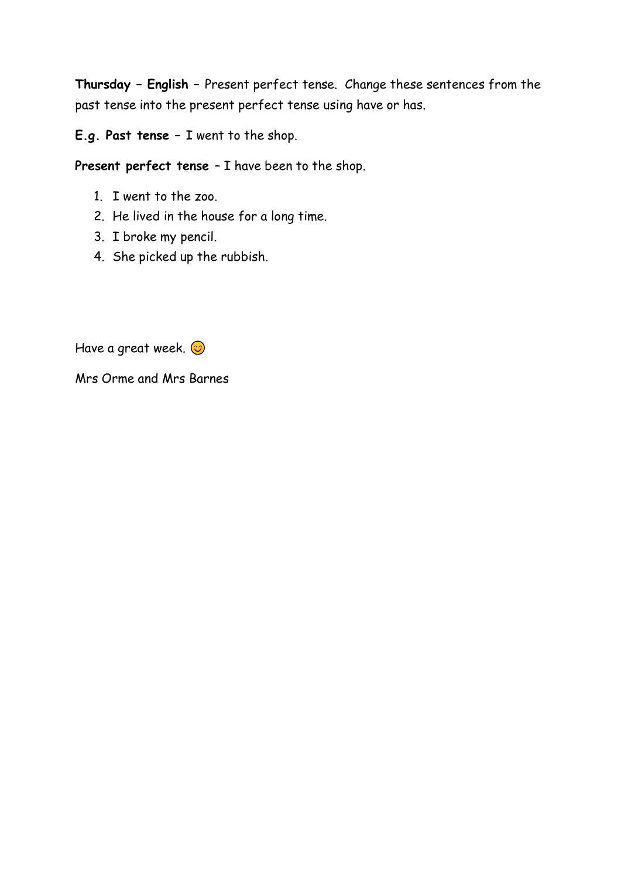**Thursday – English –** Present perfect tense. Change these sentences from the past tense into the present perfect tense using have or has.

**E.g. Past tense –** I went to the shop.

**Present perfect tense –** I have been to the shop.

1. I went to the zoo.
2. He lived in the house for a long time.
3. I broke my pencil.
4. She picked up the rubbish.

Have a great week. 😊

Mrs Orme and Mrs Barnes